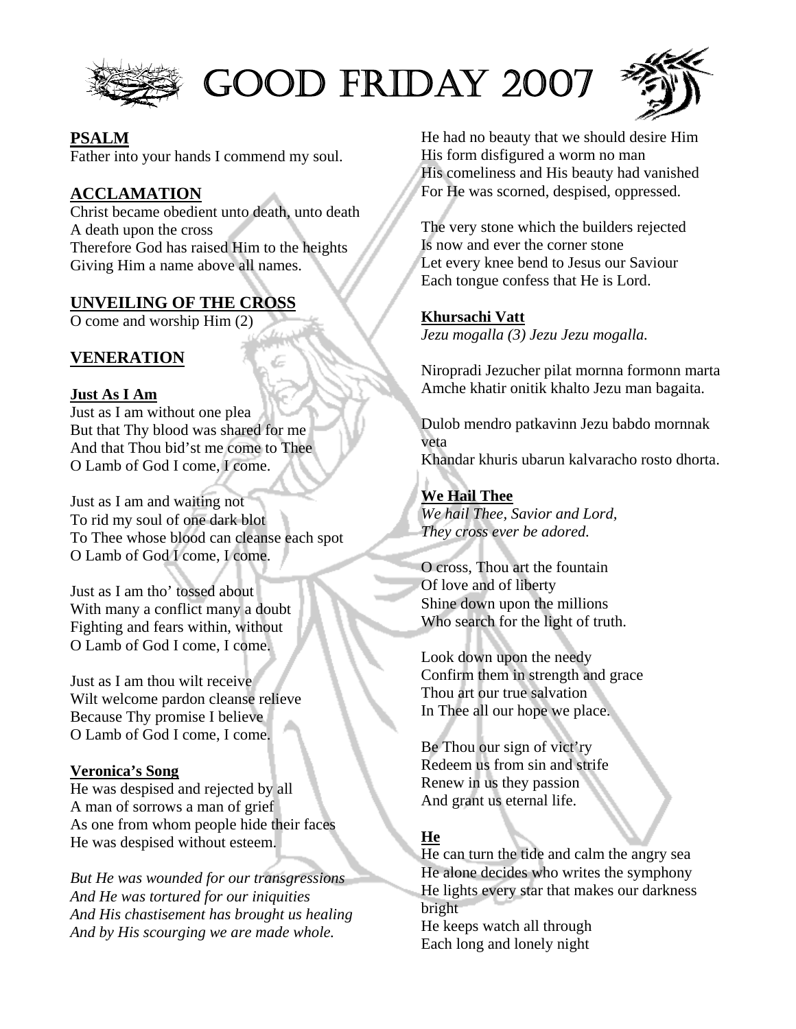# Good Friday 2007

## PSALM

Father into your hands I commend my soul.

## ACCLAMATION

Christ became obedient unto death, unto death
A death upon the cross
Therefore God has raised Him to the heights
Giving Him a name above all names.

## UNVEILING OF THE CROSS

O come and worship Him (2)

## VENERATION

### Just As I Am

Just as I am without one plea
But that Thy blood was shared for me
And that Thou bid'st me come to Thee
O Lamb of God I come, I come.

Just as I am and waiting not
To rid my soul of one dark blot
To Thee whose blood can cleanse each spot
O Lamb of God I come, I come.

Just as I am tho' tossed about
With many a conflict many a doubt
Fighting and fears within, without
O Lamb of God I come, I come.

Just as I am thou wilt receive
Wilt welcome pardon cleanse relieve
Because Thy promise I believe
O Lamb of God I come, I come.

### Veronica's Song

He was despised and rejected by all
A man of sorrows a man of grief
As one from whom people hide their faces
He was despised without esteem.

*But He was wounded for our transgressions*
*And He was tortured for our iniquities*
*And His chastisement has brought us healing*
*And by His scourging we are made whole.*

He had no beauty that we should desire Him
His form disfigured a worm no man
His comeliness and His beauty had vanished
For He was scorned, despised, oppressed.

The very stone which the builders rejected
Is now and ever the corner stone
Let every knee bend to Jesus our Saviour
Each tongue confess that He is Lord.

### Khursachi Vatt

*Jezu mogalla (3) Jezu Jezu mogalla.*

Niropradi Jezucher pilat mornna formonn marta
Amche khatir onitik khalto Jezu man bagaita.

Dulob mendro patkavinn Jezu babdo mornnak veta
Khandar khuris ubarun kalvaracho rosto dhorta.

### We Hail Thee

*We hail Thee, Savior and Lord,*
*They cross ever be adored.*

O cross, Thou art the fountain
Of love and of liberty
Shine down upon the millions
Who search for the light of truth.

Look down upon the needy
Confirm them in strength and grace
Thou art our true salvation
In Thee all our hope we place.

Be Thou our sign of vict'ry
Redeem us from sin and strife
Renew in us they passion
And grant us eternal life.

### He

He can turn the tide and calm the angry sea
He alone decides who writes the symphony
He lights every star that makes our darkness bright
He keeps watch all through
Each long and lonely night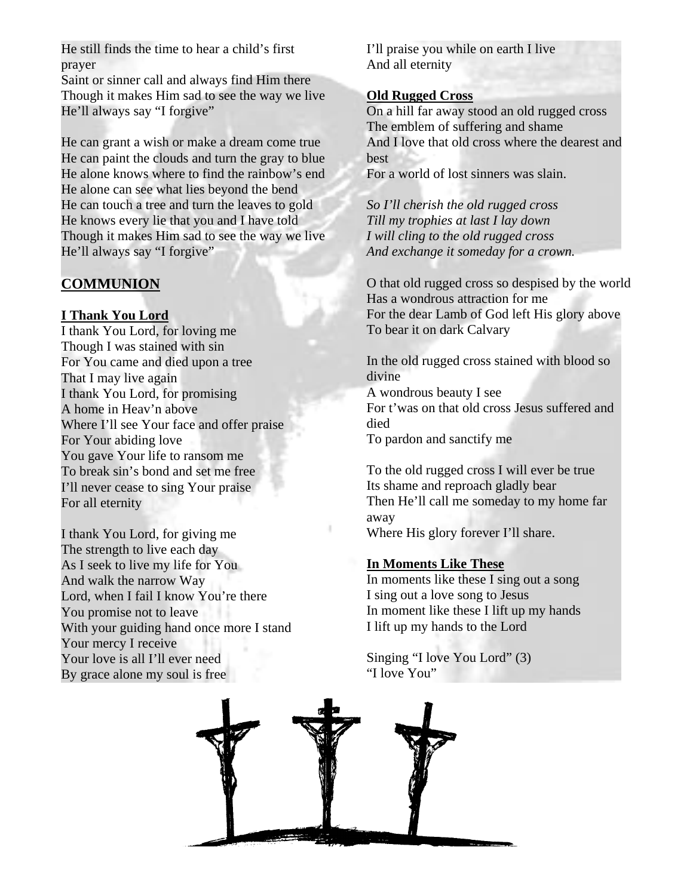He still finds the time to hear a child's first prayer
Saint or sinner call and always find Him there
Though it makes Him sad to see the way we live
He'll always say "I forgive"

He can grant a wish or make a dream come true
He can paint the clouds and turn the gray to blue
He alone knows where to find the rainbow's end
He alone can see what lies beyond the bend
He can touch a tree and turn the leaves to gold
He knows every lie that you and I have told
Though it makes Him sad to see the way we live
He'll always say "I forgive"

## COMMUNION

### I Thank You Lord

I thank You Lord, for loving me
Though I was stained with sin
For You came and died upon a tree
That I may live again
I thank You Lord, for promising
A home in Heav'n above
Where I'll see Your face and offer praise
For Your abiding love
You gave Your life to ransom me
To break sin's bond and set me free
I'll never cease to sing Your praise
For all eternity

I thank You Lord, for giving me
The strength to live each day
As I seek to live my life for You
And walk the narrow Way
Lord, when I fail I know You're there
You promise not to leave
With your guiding hand once more I stand
Your mercy I receive
Your love is all I'll ever need
By grace alone my soul is free
I'll praise you while on earth I live
And all eternity

### Old Rugged Cross

On a hill far away stood an old rugged cross
The emblem of suffering and shame
And I love that old cross where the dearest and best
For a world of lost sinners was slain.

*So I'll cherish the old rugged cross*
*Till my trophies at last I lay down*
*I will cling to the old rugged cross*
*And exchange it someday for a crown.*

O that old rugged cross so despised by the world
Has a wondrous attraction for me
For the dear Lamb of God left His glory above
To bear it on dark Calvary

In the old rugged cross stained with blood so divine
A wondrous beauty I see
For t'was on that old cross Jesus suffered and died
To pardon and sanctify me

To the old rugged cross I will ever be true
Its shame and reproach gladly bear
Then He'll call me someday to my home far away
Where His glory forever I'll share.

### In Moments Like These

In moments like these I sing out a song
I sing out a love song to Jesus
In moment like these I lift up my hands
I lift up my hands to the Lord

Singing "I love You Lord" (3)
"I love You"